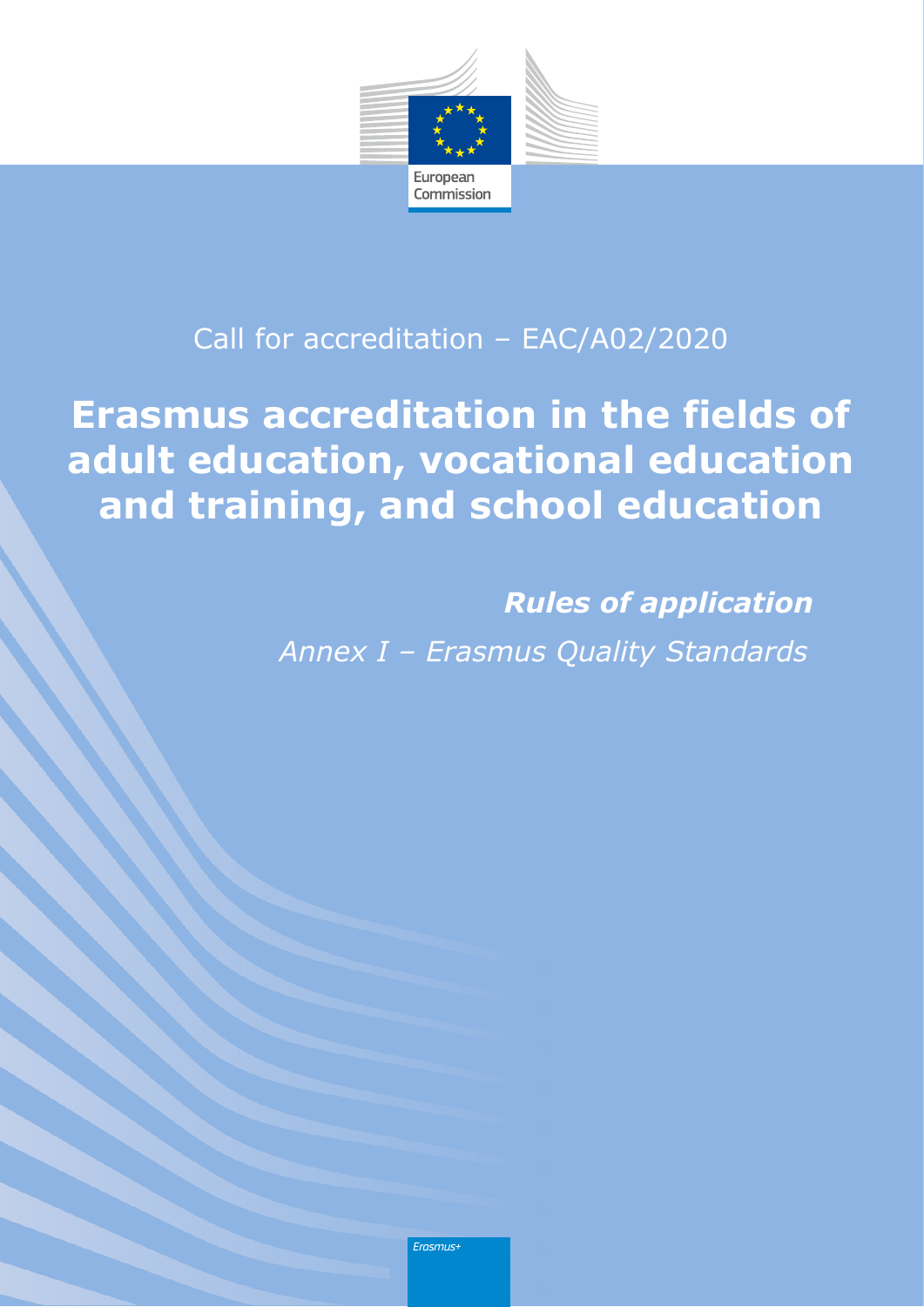European Commission

Call for accreditation – EAC/A02/2020

# Erasmus accreditation in the fields of adult education, vocational education and training, and school education

***Rules of application***

*Annex I – Erasmus Quality Standards*

*Erasmus+*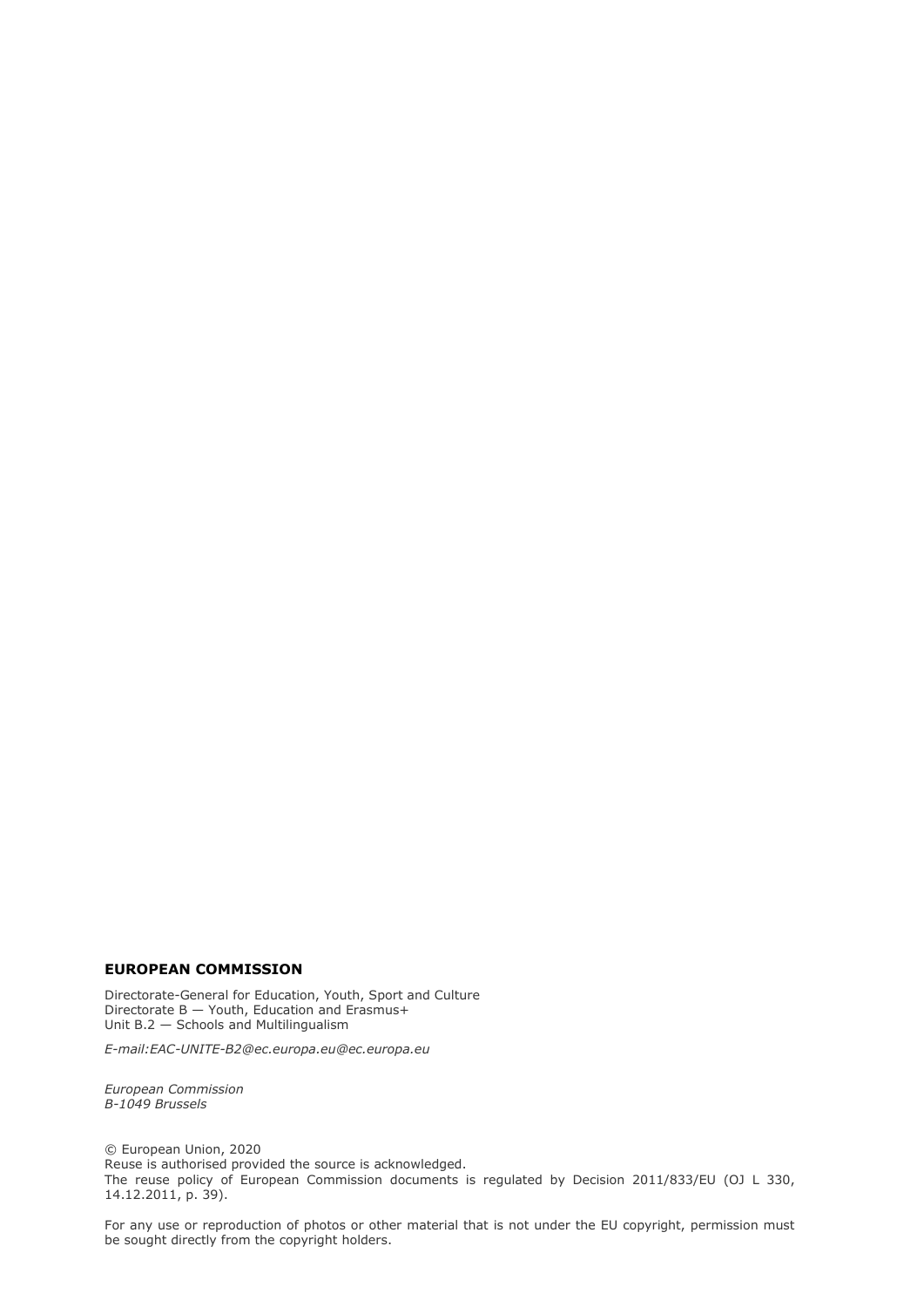**EUROPEAN COMMISSION**

Directorate-General for Education, Youth, Sport and Culture
Directorate B — Youth, Education and Erasmus+
Unit B.2 — Schools and Multilingualism

*E-mail:EAC-UNITE-B2@ec.europa.eu@ec.europa.eu*

*European Commission*
*B-1049 Brussels*

© European Union, 2020
Reuse is authorised provided the source is acknowledged.
The reuse policy of European Commission documents is regulated by Decision 2011/833/EU (OJ L 330, 14.12.2011, p. 39).

For any use or reproduction of photos or other material that is not under the EU copyright, permission must be sought directly from the copyright holders.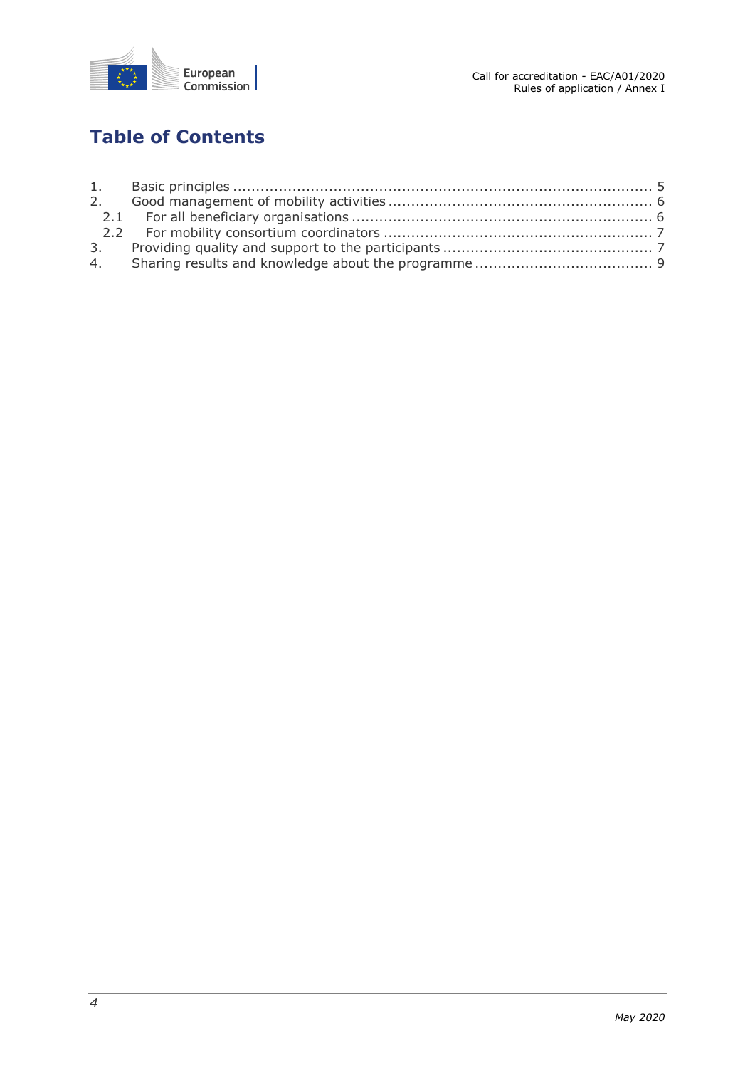# Table of Contents

1. Basic principles ........................................................................................ 5
2. Good management of mobility activities ........................................................ 6
   2.1 For all beneficiary organisations ................................................................ 6
   2.2 For mobility consortium coordinators ......................................................... 7
3. Providing quality and support to the participants ............................................ 7
4. Sharing results and knowledge about the programme ...................................... 9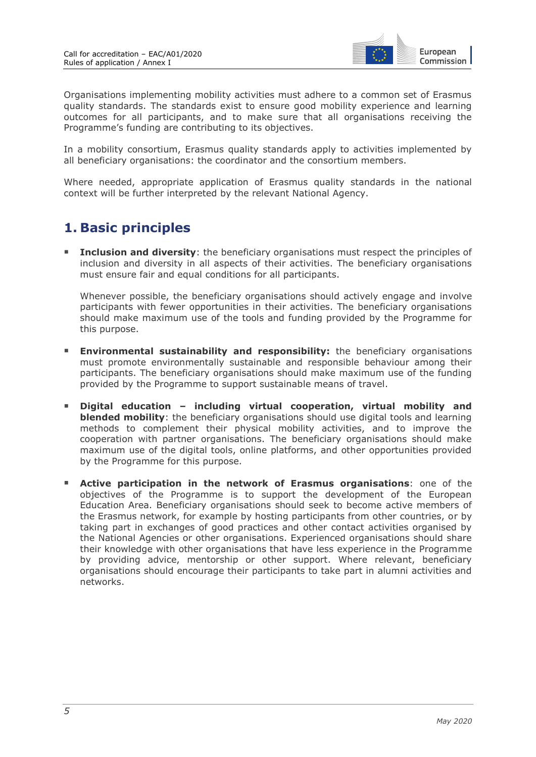Organisations implementing mobility activities must adhere to a common set of Erasmus quality standards. The standards exist to ensure good mobility experience and learning outcomes for all participants, and to make sure that all organisations receiving the Programme's funding are contributing to its objectives.

In a mobility consortium, Erasmus quality standards apply to activities implemented by all beneficiary organisations: the coordinator and the consortium members.

Where needed, appropriate application of Erasmus quality standards in the national context will be further interpreted by the relevant National Agency.

## 1. Basic principles

- **Inclusion and diversity**: the beneficiary organisations must respect the principles of inclusion and diversity in all aspects of their activities. The beneficiary organisations must ensure fair and equal conditions for all participants.

  Whenever possible, the beneficiary organisations should actively engage and involve participants with fewer opportunities in their activities. The beneficiary organisations should make maximum use of the tools and funding provided by the Programme for this purpose.

- **Environmental sustainability and responsibility:** the beneficiary organisations must promote environmentally sustainable and responsible behaviour among their participants. The beneficiary organisations should make maximum use of the funding provided by the Programme to support sustainable means of travel.

- **Digital education – including virtual cooperation, virtual mobility and blended mobility**: the beneficiary organisations should use digital tools and learning methods to complement their physical mobility activities, and to improve the cooperation with partner organisations. The beneficiary organisations should make maximum use of the digital tools, online platforms, and other opportunities provided by the Programme for this purpose.

- **Active participation in the network of Erasmus organisations**: one of the objectives of the Programme is to support the development of the European Education Area. Beneficiary organisations should seek to become active members of the Erasmus network, for example by hosting participants from other countries, or by taking part in exchanges of good practices and other contact activities organised by the National Agencies or other organisations. Experienced organisations should share their knowledge with other organisations that have less experience in the Programme by providing advice, mentorship or other support. Where relevant, beneficiary organisations should encourage their participants to take part in alumni activities and networks.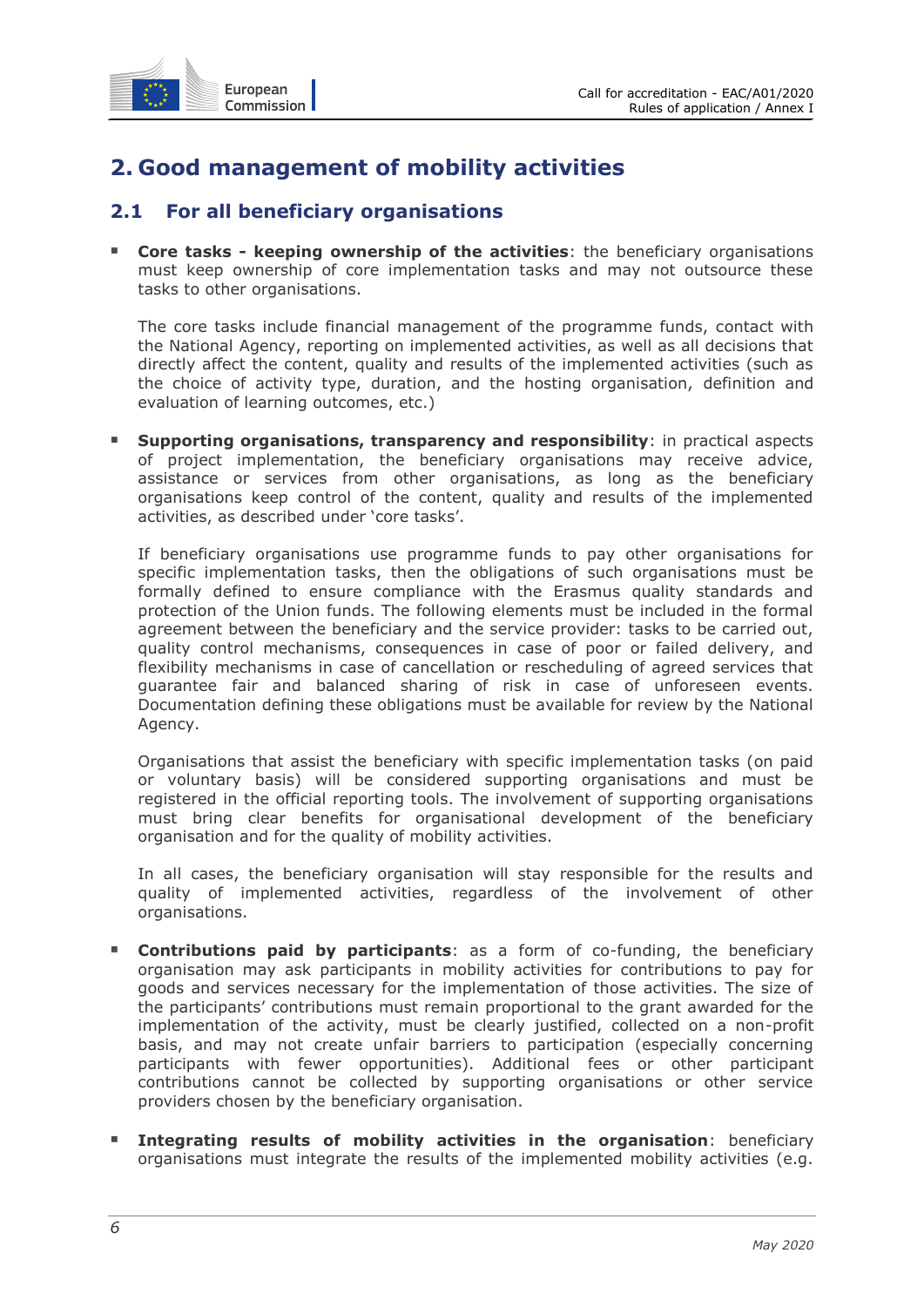# 2. Good management of mobility activities

## 2.1 For all beneficiary organisations

- **Core tasks - keeping ownership of the activities**: the beneficiary organisations must keep ownership of core implementation tasks and may not outsource these tasks to other organisations.

  The core tasks include financial management of the programme funds, contact with the National Agency, reporting on implemented activities, as well as all decisions that directly affect the content, quality and results of the implemented activities (such as the choice of activity type, duration, and the hosting organisation, definition and evaluation of learning outcomes, etc.)

- **Supporting organisations, transparency and responsibility**: in practical aspects of project implementation, the beneficiary organisations may receive advice, assistance or services from other organisations, as long as the beneficiary organisations keep control of the content, quality and results of the implemented activities, as described under 'core tasks'.

  If beneficiary organisations use programme funds to pay other organisations for specific implementation tasks, then the obligations of such organisations must be formally defined to ensure compliance with the Erasmus quality standards and protection of the Union funds. The following elements must be included in the formal agreement between the beneficiary and the service provider: tasks to be carried out, quality control mechanisms, consequences in case of poor or failed delivery, and flexibility mechanisms in case of cancellation or rescheduling of agreed services that guarantee fair and balanced sharing of risk in case of unforeseen events. Documentation defining these obligations must be available for review by the National Agency.

  Organisations that assist the beneficiary with specific implementation tasks (on paid or voluntary basis) will be considered supporting organisations and must be registered in the official reporting tools. The involvement of supporting organisations must bring clear benefits for organisational development of the beneficiary organisation and for the quality of mobility activities.

  In all cases, the beneficiary organisation will stay responsible for the results and quality of implemented activities, regardless of the involvement of other organisations.

- **Contributions paid by participants**: as a form of co-funding, the beneficiary organisation may ask participants in mobility activities for contributions to pay for goods and services necessary for the implementation of those activities. The size of the participants' contributions must remain proportional to the grant awarded for the implementation of the activity, must be clearly justified, collected on a non-profit basis, and may not create unfair barriers to participation (especially concerning participants with fewer opportunities). Additional fees or other participant contributions cannot be collected by supporting organisations or other service providers chosen by the beneficiary organisation.

- **Integrating results of mobility activities in the organisation**: beneficiary organisations must integrate the results of the implemented mobility activities (e.g.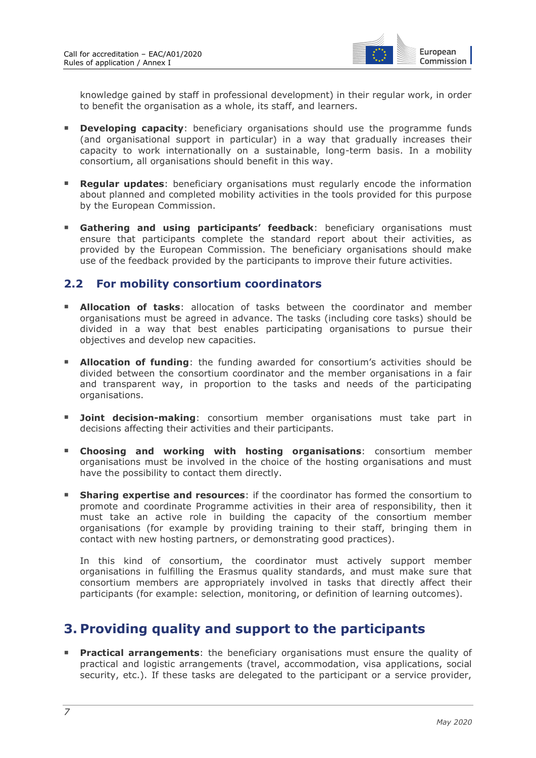knowledge gained by staff in professional development) in their regular work, in order to benefit the organisation as a whole, its staff, and learners.

- **Developing capacity**: beneficiary organisations should use the programme funds (and organisational support in particular) in a way that gradually increases their capacity to work internationally on a sustainable, long-term basis. In a mobility consortium, all organisations should benefit in this way.
- **Regular updates**: beneficiary organisations must regularly encode the information about planned and completed mobility activities in the tools provided for this purpose by the European Commission.
- **Gathering and using participants' feedback**: beneficiary organisations must ensure that participants complete the standard report about their activities, as provided by the European Commission. The beneficiary organisations should make use of the feedback provided by the participants to improve their future activities.

## 2.2 For mobility consortium coordinators

- **Allocation of tasks**: allocation of tasks between the coordinator and member organisations must be agreed in advance. The tasks (including core tasks) should be divided in a way that best enables participating organisations to pursue their objectives and develop new capacities.
- **Allocation of funding**: the funding awarded for consortium's activities should be divided between the consortium coordinator and the member organisations in a fair and transparent way, in proportion to the tasks and needs of the participating organisations.
- **Joint decision-making**: consortium member organisations must take part in decisions affecting their activities and their participants.
- **Choosing and working with hosting organisations**: consortium member organisations must be involved in the choice of the hosting organisations and must have the possibility to contact them directly.
- **Sharing expertise and resources**: if the coordinator has formed the consortium to promote and coordinate Programme activities in their area of responsibility, then it must take an active role in building the capacity of the consortium member organisations (for example by providing training to their staff, bringing them in contact with new hosting partners, or demonstrating good practices).

  In this kind of consortium, the coordinator must actively support member organisations in fulfilling the Erasmus quality standards, and must make sure that consortium members are appropriately involved in tasks that directly affect their participants (for example: selection, monitoring, or definition of learning outcomes).

# 3. Providing quality and support to the participants

- **Practical arrangements**: the beneficiary organisations must ensure the quality of practical and logistic arrangements (travel, accommodation, visa applications, social security, etc.). If these tasks are delegated to the participant or a service provider,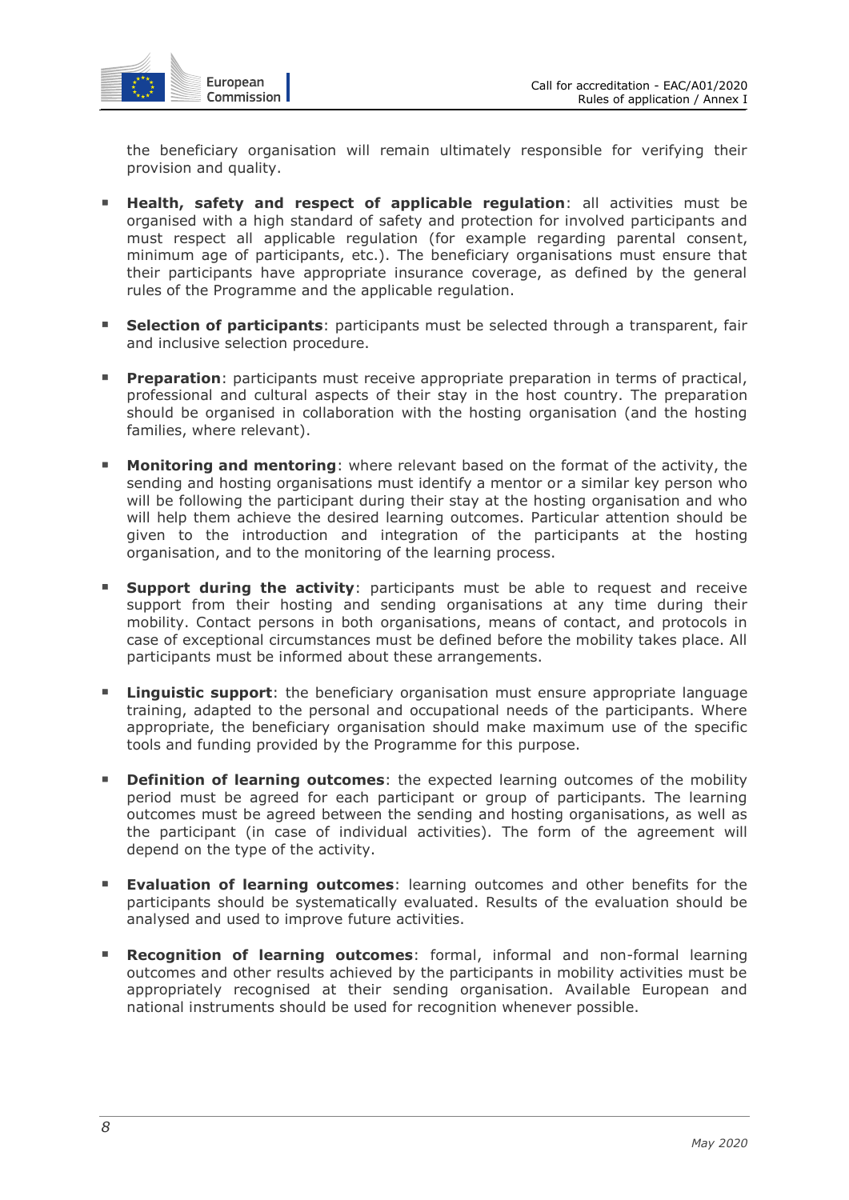the beneficiary organisation will remain ultimately responsible for verifying their provision and quality.

- **Health, safety and respect of applicable regulation**: all activities must be organised with a high standard of safety and protection for involved participants and must respect all applicable regulation (for example regarding parental consent, minimum age of participants, etc.). The beneficiary organisations must ensure that their participants have appropriate insurance coverage, as defined by the general rules of the Programme and the applicable regulation.
- **Selection of participants**: participants must be selected through a transparent, fair and inclusive selection procedure.
- **Preparation**: participants must receive appropriate preparation in terms of practical, professional and cultural aspects of their stay in the host country. The preparation should be organised in collaboration with the hosting organisation (and the hosting families, where relevant).
- **Monitoring and mentoring**: where relevant based on the format of the activity, the sending and hosting organisations must identify a mentor or a similar key person who will be following the participant during their stay at the hosting organisation and who will help them achieve the desired learning outcomes. Particular attention should be given to the introduction and integration of the participants at the hosting organisation, and to the monitoring of the learning process.
- **Support during the activity**: participants must be able to request and receive support from their hosting and sending organisations at any time during their mobility. Contact persons in both organisations, means of contact, and protocols in case of exceptional circumstances must be defined before the mobility takes place. All participants must be informed about these arrangements.
- **Linguistic support**: the beneficiary organisation must ensure appropriate language training, adapted to the personal and occupational needs of the participants. Where appropriate, the beneficiary organisation should make maximum use of the specific tools and funding provided by the Programme for this purpose.
- **Definition of learning outcomes**: the expected learning outcomes of the mobility period must be agreed for each participant or group of participants. The learning outcomes must be agreed between the sending and hosting organisations, as well as the participant (in case of individual activities). The form of the agreement will depend on the type of the activity.
- **Evaluation of learning outcomes**: learning outcomes and other benefits for the participants should be systematically evaluated. Results of the evaluation should be analysed and used to improve future activities.
- **Recognition of learning outcomes**: formal, informal and non-formal learning outcomes and other results achieved by the participants in mobility activities must be appropriately recognised at their sending organisation. Available European and national instruments should be used for recognition whenever possible.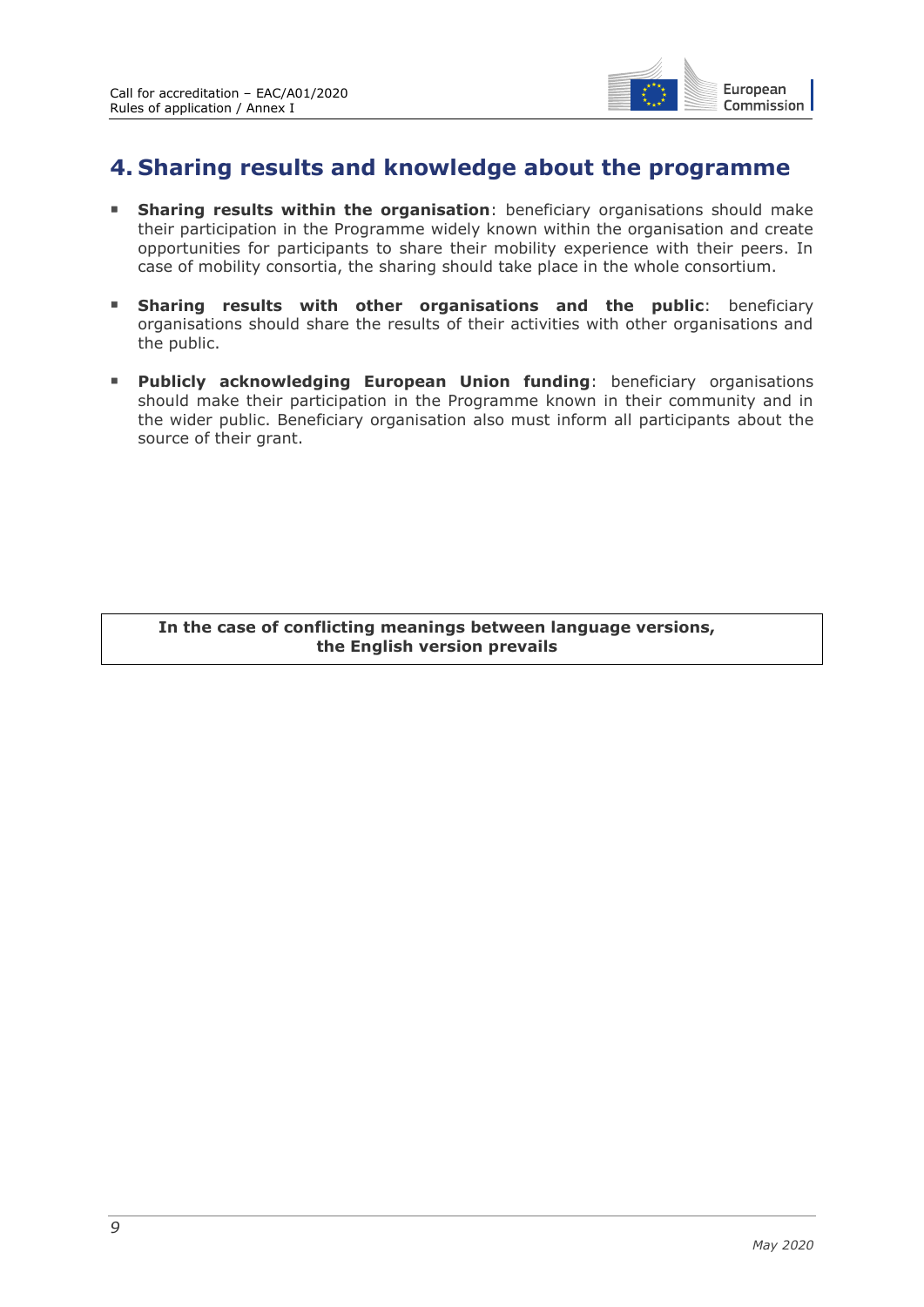# 4. Sharing results and knowledge about the programme

- **Sharing results within the organisation**: beneficiary organisations should make their participation in the Programme widely known within the organisation and create opportunities for participants to share their mobility experience with their peers. In case of mobility consortia, the sharing should take place in the whole consortium.
- **Sharing results with other organisations and the public**: beneficiary organisations should share the results of their activities with other organisations and the public.
- **Publicly acknowledging European Union funding**: beneficiary organisations should make their participation in the Programme known in their community and in the wider public. Beneficiary organisation also must inform all participants about the source of their grant.

**In the case of conflicting meanings between language versions, the English version prevails**